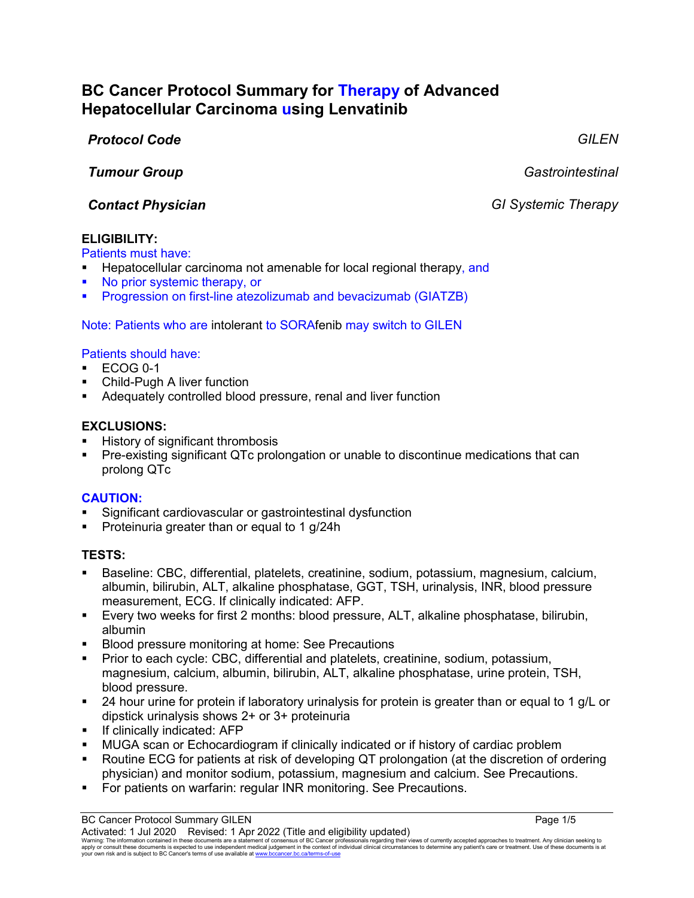# BC Cancer Protocol Summary for Therapy of Advanced Hepatocellular Carcinoma using Lenvatinib

***Protocol Code*** *GILEN*

***Tumour Group*** *Gastrointestinal*

***Contact Physician*** *GI Systemic Therapy*

**ELIGIBILITY:**

Patients must have:

- Hepatocellular carcinoma not amenable for local regional therapy, and
- No prior systemic therapy, or
- Progression on first-line atezolizumab and bevacizumab (GIATZB)

Note: Patients who are intolerant to SORAfenib may switch to GILEN

Patients should have:

- ECOG 0-1
- Child-Pugh A liver function
- Adequately controlled blood pressure, renal and liver function

**EXCLUSIONS:**

- History of significant thrombosis
- Pre-existing significant QTc prolongation or unable to discontinue medications that can prolong QTc

**CAUTION:**

- Significant cardiovascular or gastrointestinal dysfunction
- Proteinuria greater than or equal to 1 g/24h

**TESTS:**

- Baseline: CBC, differential, platelets, creatinine, sodium, potassium, magnesium, calcium, albumin, bilirubin, ALT, alkaline phosphatase, GGT, TSH, urinalysis, INR, blood pressure measurement, ECG. If clinically indicated: AFP.
- Every two weeks for first 2 months: blood pressure, ALT, alkaline phosphatase, bilirubin, albumin
- Blood pressure monitoring at home: See Precautions
- Prior to each cycle: CBC, differential and platelets, creatinine, sodium, potassium, magnesium, calcium, albumin, bilirubin, ALT, alkaline phosphatase, urine protein, TSH, blood pressure.
- 24 hour urine for protein if laboratory urinalysis for protein is greater than or equal to 1 g/L or dipstick urinalysis shows 2+ or 3+ proteinuria
- If clinically indicated: AFP
- MUGA scan or Echocardiogram if clinically indicated or if history of cardiac problem
- Routine ECG for patients at risk of developing QT prolongation (at the discretion of ordering physician) and monitor sodium, potassium, magnesium and calcium. See Precautions.
- For patients on warfarin: regular INR monitoring. See Precautions.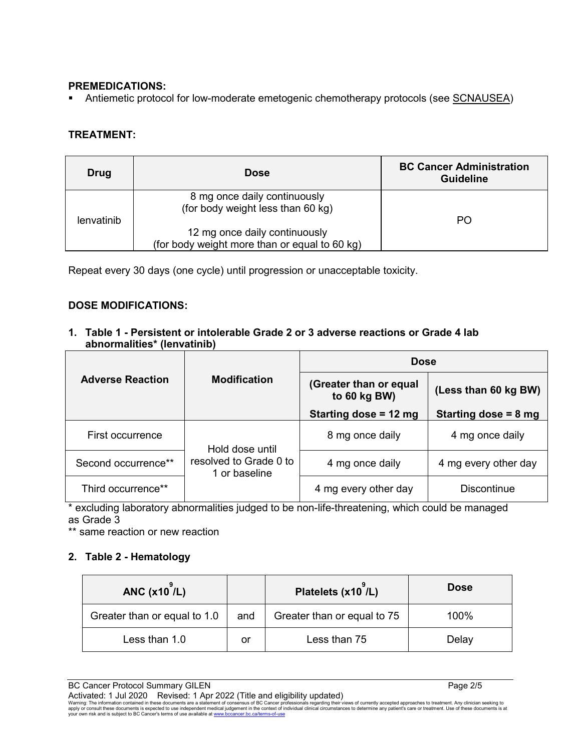**PREMEDICATIONS:**

- Antiemetic protocol for low-moderate emetogenic chemotherapy protocols (see SCNAUSEA)

**TREATMENT:**

| Drug | Dose | BC Cancer Administration Guideline |
|---|---|---|
| lenvatinib | 8 mg once daily continuously (for body weight less than 60 kg)<br><br>12 mg once daily continuously (for body weight more than or equal to 60 kg) | PO |

Repeat every 30 days (one cycle) until progression or unacceptable toxicity.

**DOSE MODIFICATIONS:**

**1. Table 1 - Persistent or intolerable Grade 2 or 3 adverse reactions or Grade 4 lab abnormalities* (lenvatinib)**

| Adverse Reaction | Modification | Dose | |
|---|---|---|---|
| | | (Greater than or equal to 60 kg BW)<br>Starting dose = 12 mg | (Less than 60 kg BW)<br>Starting dose = 8 mg |
| First occurrence | Hold dose until resolved to Grade 0 to 1 or baseline | 8 mg once daily | 4 mg once daily |
| Second occurrence** | | 4 mg once daily | 4 mg every other day |
| Third occurrence** | | 4 mg every other day | Discontinue |

\* excluding laboratory abnormalities judged to be non-life-threatening, which could be managed as Grade 3

** same reaction or new reaction

**2. Table 2 - Hematology**

| ANC ($x10^9/L$) | | Platelets ($x10^9/L$) | Dose |
|---|---|---|---|
| Greater than or equal to 1.0 | and | Greater than or equal to 75 | 100% |
| Less than 1.0 | or | Less than 75 | Delay |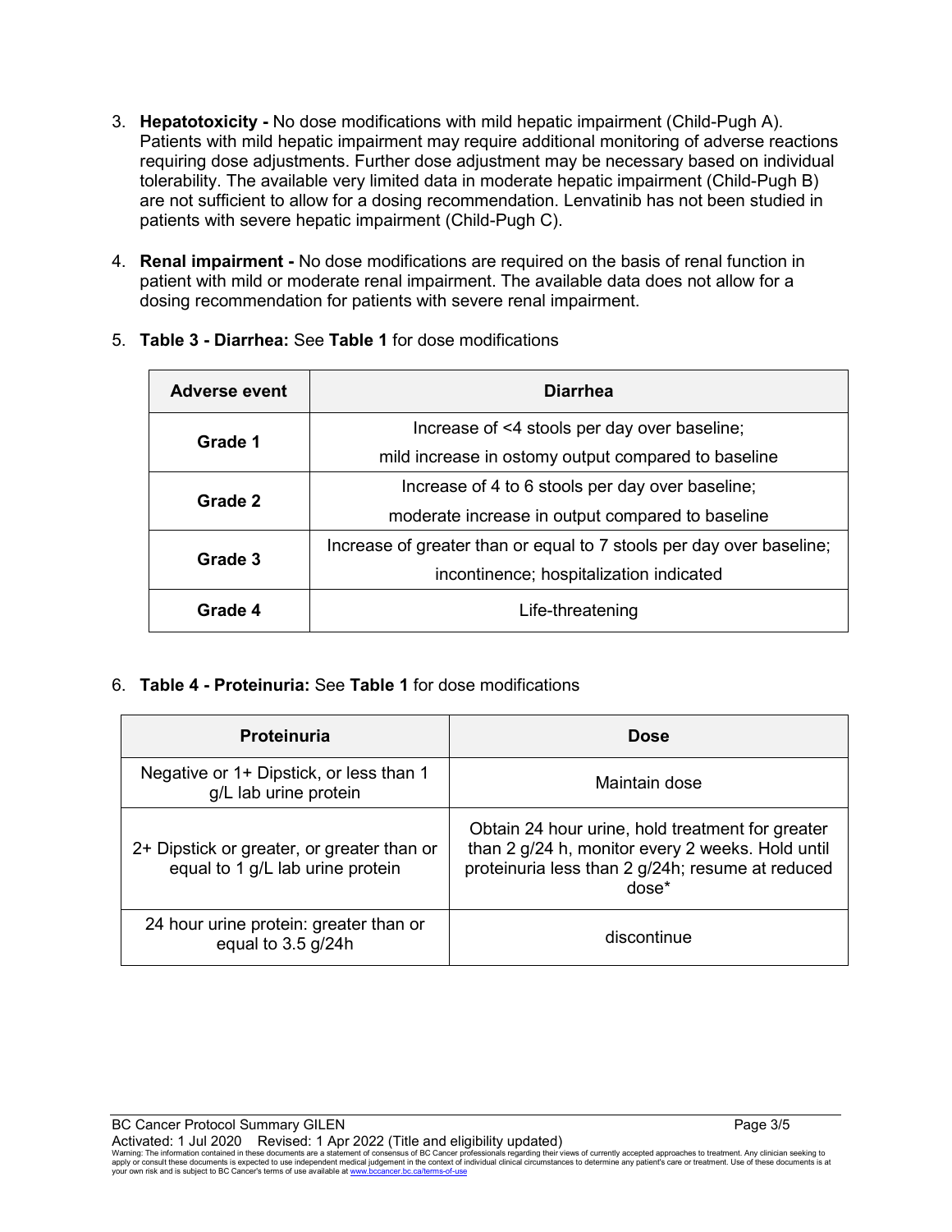3. **Hepatotoxicity -** No dose modifications with mild hepatic impairment (Child-Pugh A). Patients with mild hepatic impairment may require additional monitoring of adverse reactions requiring dose adjustments. Further dose adjustment may be necessary based on individual tolerability. The available very limited data in moderate hepatic impairment (Child-Pugh B) are not sufficient to allow for a dosing recommendation. Lenvatinib has not been studied in patients with severe hepatic impairment (Child-Pugh C).

4. **Renal impairment -** No dose modifications are required on the basis of renal function in patient with mild or moderate renal impairment. The available data does not allow for a dosing recommendation for patients with severe renal impairment.

5. **Table 3 - Diarrhea:** See **Table 1** for dose modifications

| Adverse event | Diarrhea |
|---|---|
| **Grade 1** | Increase of <4 stools per day over baseline;<br>mild increase in ostomy output compared to baseline |
| **Grade 2** | Increase of 4 to 6 stools per day over baseline;<br>moderate increase in output compared to baseline |
| **Grade 3** | Increase of greater than or equal to 7 stools per day over baseline;<br>incontinence; hospitalization indicated |
| **Grade 4** | Life-threatening |

6. **Table 4 - Proteinuria:** See **Table 1** for dose modifications

| Proteinuria | Dose |
|---|---|
| Negative or 1+ Dipstick, or less than 1 g/L lab urine protein | Maintain dose |
| 2+ Dipstick or greater, or greater than or equal to 1 g/L lab urine protein | Obtain 24 hour urine, hold treatment for greater than 2 g/24 h, monitor every 2 weeks. Hold until proteinuria less than 2 g/24h; resume at reduced dose* |
| 24 hour urine protein: greater than or equal to 3.5 g/24h | discontinue |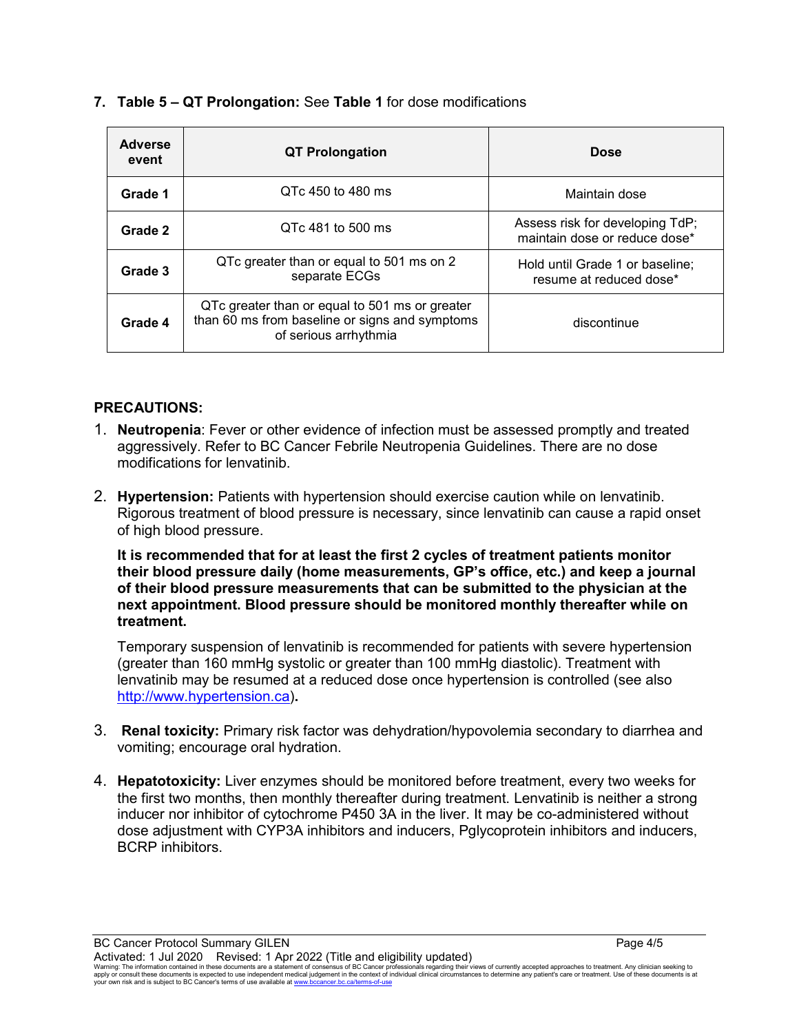7. **Table 5 – QT Prolongation:** See **Table 1** for dose modifications

| Adverse event | QT Prolongation | Dose |
|---|---|---|
| **Grade 1** | QTc 450 to 480 ms | Maintain dose |
| **Grade 2** | QTc 481 to 500 ms | Assess risk for developing TdP; maintain dose or reduce dose* |
| **Grade 3** | QTc greater than or equal to 501 ms on 2 separate ECGs | Hold until Grade 1 or baseline; resume at reduced dose* |
| **Grade 4** | QTc greater than or equal to 501 ms or greater than 60 ms from baseline or signs and symptoms of serious arrhythmia | discontinue |

## PRECAUTIONS:

1. **Neutropenia**: Fever or other evidence of infection must be assessed promptly and treated aggressively. Refer to BC Cancer Febrile Neutropenia Guidelines. There are no dose modifications for lenvatinib.

2. **Hypertension:** Patients with hypertension should exercise caution while on lenvatinib. Rigorous treatment of blood pressure is necessary, since lenvatinib can cause a rapid onset of high blood pressure.

   **It is recommended that for at least the first 2 cycles of treatment patients monitor their blood pressure daily (home measurements, GP's office, etc.) and keep a journal of their blood pressure measurements that can be submitted to the physician at the next appointment. Blood pressure should be monitored monthly thereafter while on treatment.**

   Temporary suspension of lenvatinib is recommended for patients with severe hypertension (greater than 160 mmHg systolic or greater than 100 mmHg diastolic). Treatment with lenvatinib may be resumed at a reduced dose once hypertension is controlled (see also http://www.hypertension.ca)**.**

3. **Renal toxicity:** Primary risk factor was dehydration/hypovolemia secondary to diarrhea and vomiting; encourage oral hydration.

4. **Hepatotoxicity:** Liver enzymes should be monitored before treatment, every two weeks for the first two months, then monthly thereafter during treatment. Lenvatinib is neither a strong inducer nor inhibitor of cytochrome P450 3A in the liver. It may be co-administered without dose adjustment with CYP3A inhibitors and inducers, Pglycoprotein inhibitors and inducers, BCRP inhibitors.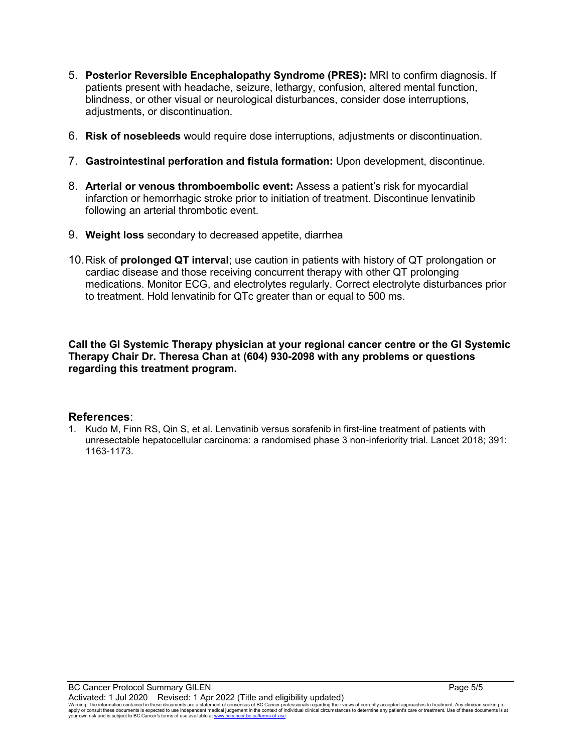5. **Posterior Reversible Encephalopathy Syndrome (PRES):** MRI to confirm diagnosis. If patients present with headache, seizure, lethargy, confusion, altered mental function, blindness, or other visual or neurological disturbances, consider dose interruptions, adjustments, or discontinuation.

6. **Risk of nosebleeds** would require dose interruptions, adjustments or discontinuation.

7. **Gastrointestinal perforation and fistula formation:** Upon development, discontinue.

8. **Arterial or venous thromboembolic event:** Assess a patient's risk for myocardial infarction or hemorrhagic stroke prior to initiation of treatment. Discontinue lenvatinib following an arterial thrombotic event.

9. **Weight loss** secondary to decreased appetite, diarrhea

10. Risk of **prolonged QT interval**; use caution in patients with history of QT prolongation or cardiac disease and those receiving concurrent therapy with other QT prolonging medications. Monitor ECG, and electrolytes regularly. Correct electrolyte disturbances prior to treatment. Hold lenvatinib for QTc greater than or equal to 500 ms.

**Call the GI Systemic Therapy physician at your regional cancer centre or the GI Systemic Therapy Chair Dr. Theresa Chan at (604) 930-2098 with any problems or questions regarding this treatment program.**

## References:

1. Kudo M, Finn RS, Qin S, et al. Lenvatinib versus sorafenib in first-line treatment of patients with unresectable hepatocellular carcinoma: a randomised phase 3 non-inferiority trial. Lancet 2018; 391: 1163-1173.